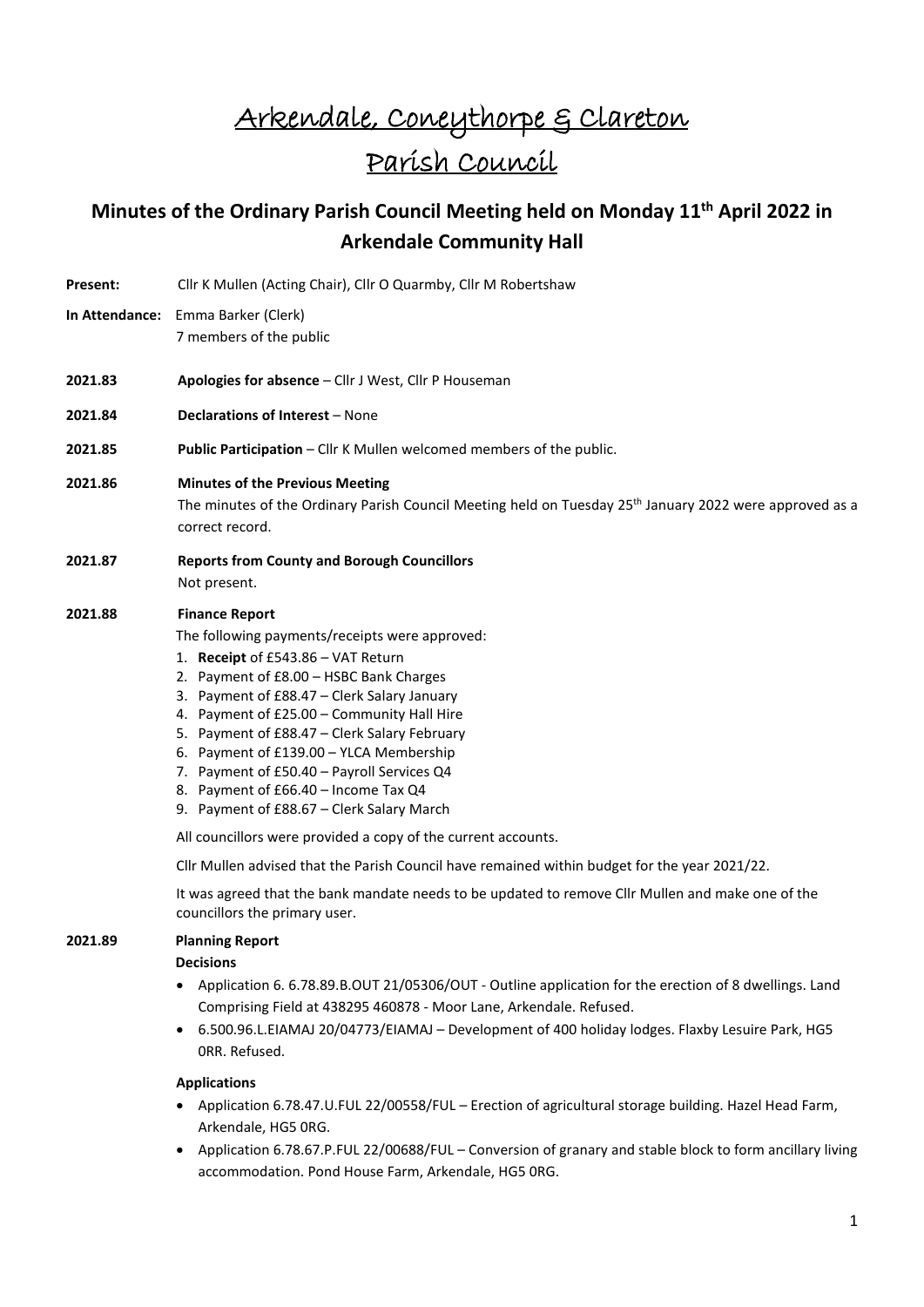# Arkendale, Coneythorpe & Clareton Parish Council

## Minutes of the Ordinary Parish Council Meeting held on Monday 11th April 2022 in Arkendale Community Hall

**Present:** Cllr K Mullen (Acting Chair), Cllr O Quarmby, Cllr M Robertshaw

**In Attendance:** Emma Barker (Clerk)
7 members of the public

**2021.83** **Apologies for absence** – Cllr J West, Cllr P Houseman

**2021.84** **Declarations of Interest** – None

**2021.85** **Public Participation** – Cllr K Mullen welcomed members of the public.

**2021.86** **Minutes of the Previous Meeting**

The minutes of the Ordinary Parish Council Meeting held on Tuesday 25th January 2022 were approved as a correct record.

**2021.87** **Reports from County and Borough Councillors**

Not present.

**2021.88** **Finance Report**

The following payments/receipts were approved:

1. **Receipt** of £543.86 – VAT Return
2. Payment of £8.00 – HSBC Bank Charges
3. Payment of £88.47 – Clerk Salary January
4. Payment of £25.00 – Community Hall Hire
5. Payment of £88.47 – Clerk Salary February
6. Payment of £139.00 – YLCA Membership
7. Payment of £50.40 – Payroll Services Q4
8. Payment of £66.40 – Income Tax Q4
9. Payment of £88.67 – Clerk Salary March

All councillors were provided a copy of the current accounts.

Cllr Mullen advised that the Parish Council have remained within budget for the year 2021/22.

It was agreed that the bank mandate needs to be updated to remove Cllr Mullen and make one of the councillors the primary user.

**2021.89** **Planning Report**

**Decisions**

- Application 6. 6.78.89.B.OUT 21/05306/OUT - Outline application for the erection of 8 dwellings. Land Comprising Field at 438295 460878 - Moor Lane, Arkendale. Refused.
- 6.500.96.L.EIAMAJ 20/04773/EIAMAJ – Development of 400 holiday lodges. Flaxby Lesuire Park, HG5 0RR. Refused.

**Applications**

- Application 6.78.47.U.FUL 22/00558/FUL – Erection of agricultural storage building. Hazel Head Farm, Arkendale, HG5 0RG.
- Application 6.78.67.P.FUL 22/00688/FUL – Conversion of granary and stable block to form ancillary living accommodation. Pond House Farm, Arkendale, HG5 0RG.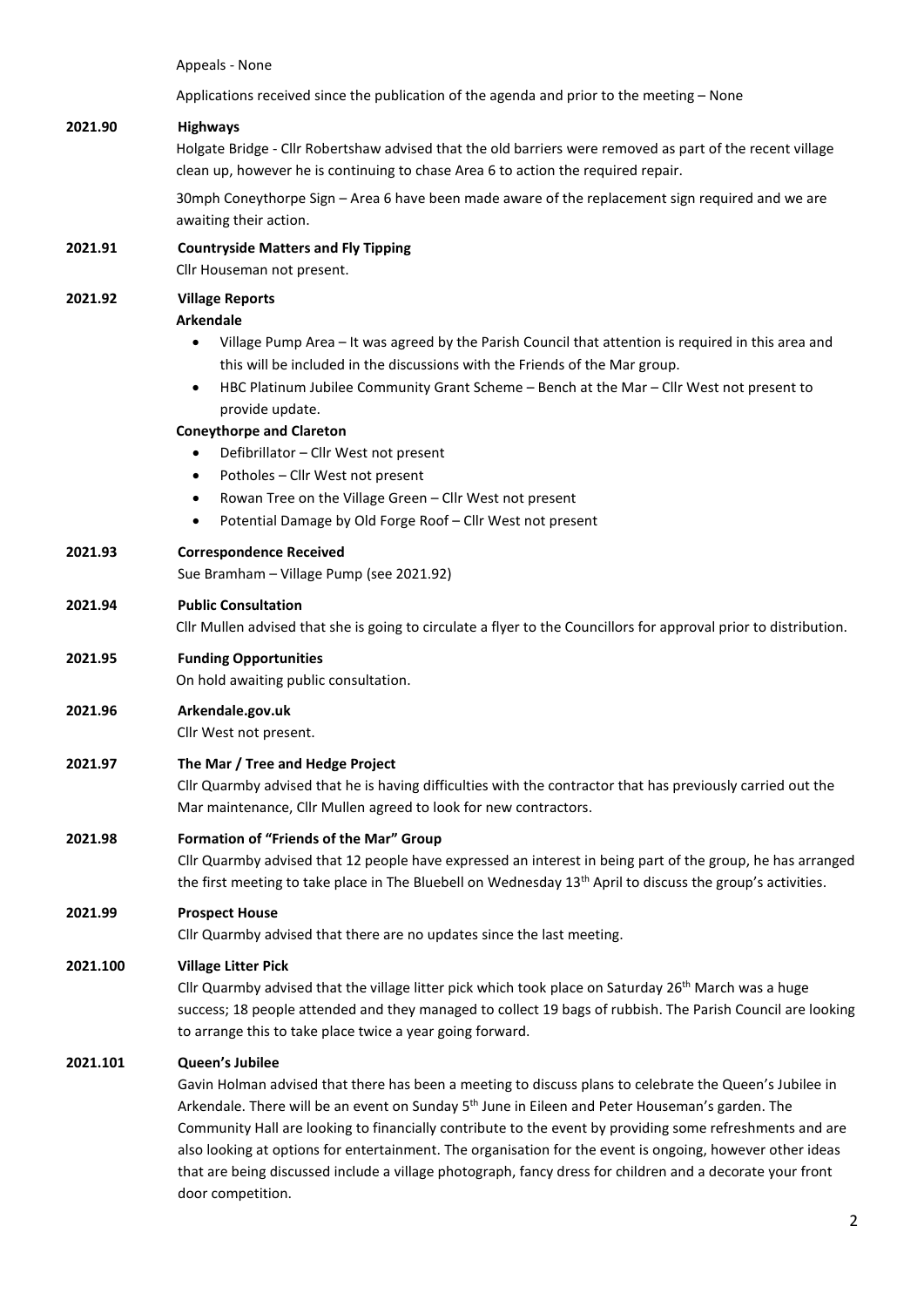Appeals - None

Applications received since the publication of the agenda and prior to the meeting – None

**2021.90 Highways**

Holgate Bridge - Cllr Robertshaw advised that the old barriers were removed as part of the recent village clean up, however he is continuing to chase Area 6 to action the required repair.

30mph Coneythorpe Sign – Area 6 have been made aware of the replacement sign required and we are awaiting their action.

**2021.91 Countryside Matters and Fly Tipping**

Cllr Houseman not present.

**2021.92 Village Reports**

**Arkendale**

- Village Pump Area – It was agreed by the Parish Council that attention is required in this area and this will be included in the discussions with the Friends of the Mar group.
- HBC Platinum Jubilee Community Grant Scheme – Bench at the Mar – Cllr West not present to provide update.

**Coneythorpe and Clareton**

- Defibrillator – Cllr West not present
- Potholes – Cllr West not present
- Rowan Tree on the Village Green – Cllr West not present
- Potential Damage by Old Forge Roof – Cllr West not present

**2021.93 Correspondence Received**

Sue Bramham – Village Pump (see 2021.92)

**2021.94 Public Consultation**

Cllr Mullen advised that she is going to circulate a flyer to the Councillors for approval prior to distribution.

**2021.95 Funding Opportunities**

On hold awaiting public consultation.

**2021.96 Arkendale.gov.uk**

Cllr West not present.

**2021.97 The Mar / Tree and Hedge Project**

Cllr Quarmby advised that he is having difficulties with the contractor that has previously carried out the Mar maintenance, Cllr Mullen agreed to look for new contractors.

**2021.98 Formation of "Friends of the Mar" Group**

Cllr Quarmby advised that 12 people have expressed an interest in being part of the group, he has arranged the first meeting to take place in The Bluebell on Wednesday 13th April to discuss the group's activities.

**2021.99 Prospect House**

Cllr Quarmby advised that there are no updates since the last meeting.

**2021.100 Village Litter Pick**

Cllr Quarmby advised that the village litter pick which took place on Saturday 26th March was a huge success; 18 people attended and they managed to collect 19 bags of rubbish. The Parish Council are looking to arrange this to take place twice a year going forward.

**2021.101 Queen's Jubilee**

Gavin Holman advised that there has been a meeting to discuss plans to celebrate the Queen's Jubilee in Arkendale. There will be an event on Sunday 5th June in Eileen and Peter Houseman's garden. The Community Hall are looking to financially contribute to the event by providing some refreshments and are also looking at options for entertainment. The organisation for the event is ongoing, however other ideas that are being discussed include a village photograph, fancy dress for children and a decorate your front door competition.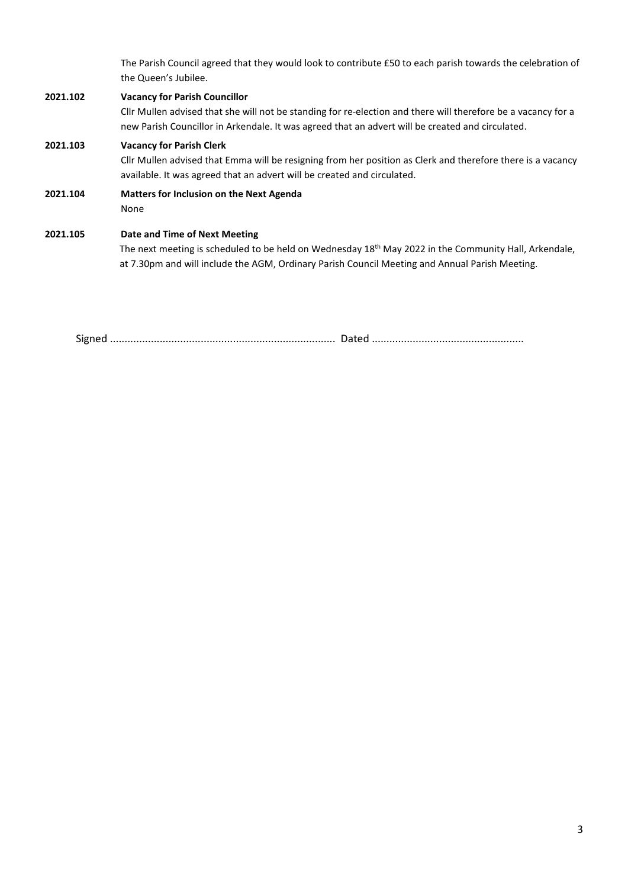The Parish Council agreed that they would look to contribute £50 to each parish towards the celebration of the Queen's Jubilee.

**2021.102 Vacancy for Parish Councillor**

Cllr Mullen advised that she will not be standing for re-election and there will therefore be a vacancy for a new Parish Councillor in Arkendale. It was agreed that an advert will be created and circulated.

**2021.103 Vacancy for Parish Clerk**

Cllr Mullen advised that Emma will be resigning from her position as Clerk and therefore there is a vacancy available. It was agreed that an advert will be created and circulated.

**2021.104 Matters for Inclusion on the Next Agenda**

None

**2021.105 Date and Time of Next Meeting**

The next meeting is scheduled to be held on Wednesday 18th May 2022 in the Community Hall, Arkendale, at 7.30pm and will include the AGM, Ordinary Parish Council Meeting and Annual Parish Meeting.

Signed ............................................................................ Dated ...................................................